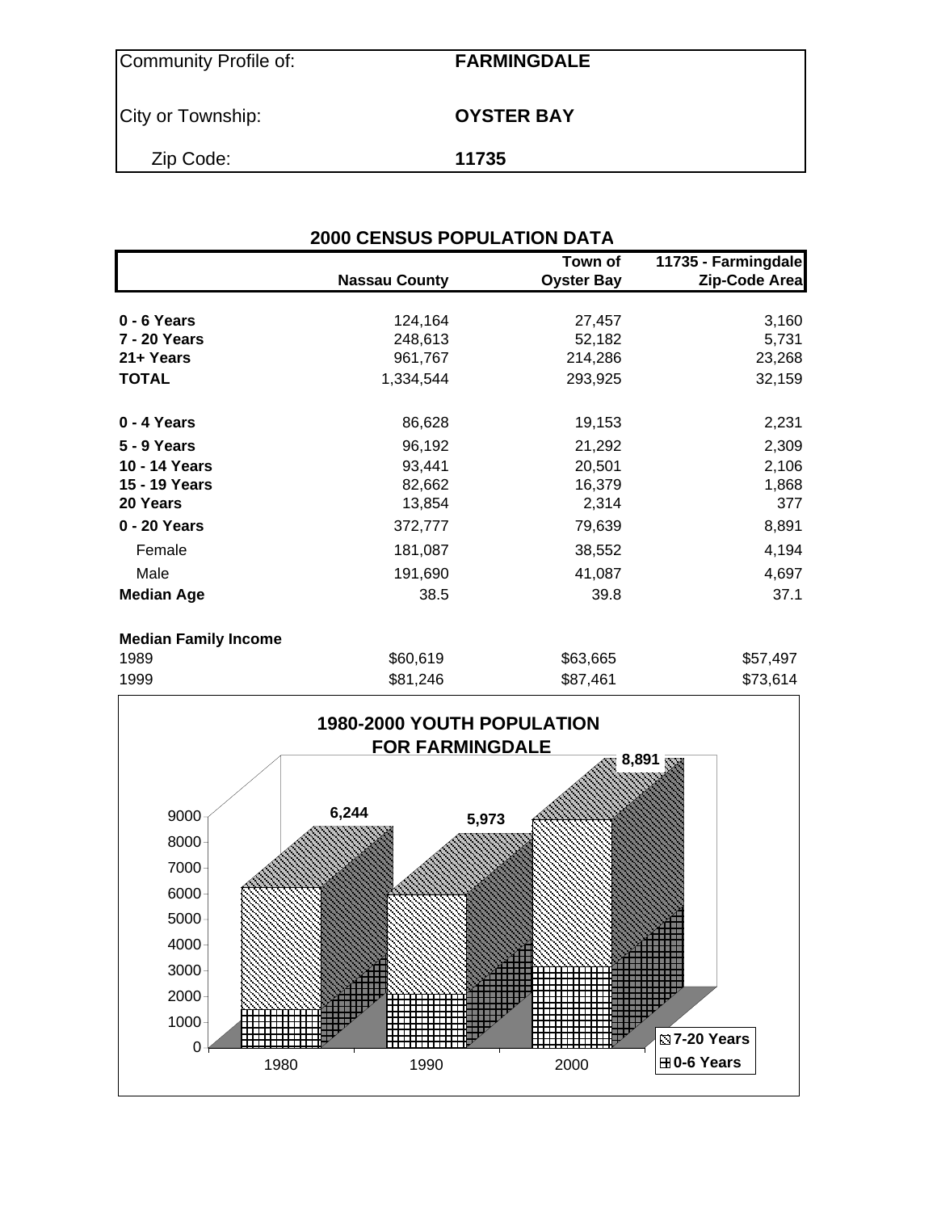| | |
|---|---|
| Community Profile of: | **FARMINGDALE** |
| City or Township: | **OYSTER BAY** |
| Zip Code: | **11735** |

## 2000 CENSUS POPULATION DATA

| | Nassau County | Town of Oyster Bay | 11735 - Farmingdale Zip-Code Area |
|---|---|---|---|
| **0 - 6 Years** | 124,164 | 27,457 | 3,160 |
| **7 - 20 Years** | 248,613 | 52,182 | 5,731 |
| **21+ Years** | 961,767 | 214,286 | 23,268 |
| **TOTAL** | 1,334,544 | 293,925 | 32,159 |
| | | | |
| **0 - 4 Years** | 86,628 | 19,153 | 2,231 |
| **5 - 9 Years** | 96,192 | 21,292 | 2,309 |
| **10 - 14 Years** | 93,441 | 20,501 | 2,106 |
| **15 - 19 Years** | 82,662 | 16,379 | 1,868 |
| **20 Years** | 13,854 | 2,314 | 377 |
| **0 - 20 Years** | 372,777 | 79,639 | 8,891 |
| Female | 181,087 | 38,552 | 4,194 |
| Male | 191,690 | 41,087 | 4,697 |
| **Median Age** | 38.5 | 39.8 | 37.1 |
| | | | |
| **Median Family Income** | | | |
| 1989 | $60,619 | $63,665 | $57,497 |
| 1999 | $81,246 | $87,461 | $73,614 |

**1980-2000 YOUTH POPULATION FOR FARMINGDALE**

| Year | Total (0-6 Years + 7-20 Years) |
|---|---|
| 1980 | 6,244 |
| 1990 | 5,973 |
| 2000 | 8,891 |

Legend: 7-20 Years; 0-6 Years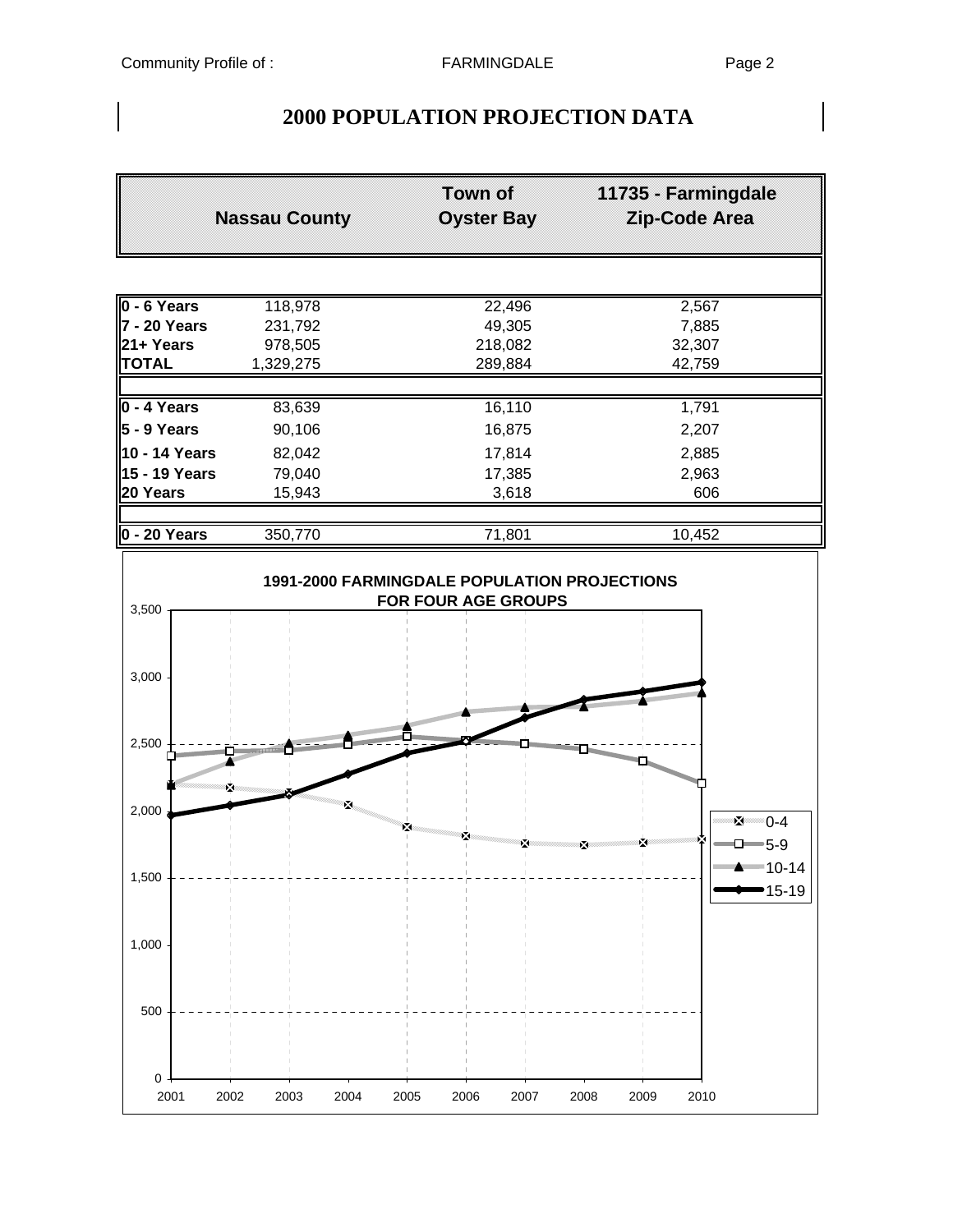# 2000 POPULATION PROJECTION DATA

| | Nassau County | Town of Oyster Bay | 11735 - Farmingdale Zip-Code Area |
|---|---|---|---|
| **0 - 6 Years** | 118,978 | 22,496 | 2,567 |
| **7 - 20 Years** | 231,792 | 49,305 | 7,885 |
| **21+ Years** | 978,505 | 218,082 | 32,307 |
| **TOTAL** | 1,329,275 | 289,884 | 42,759 |
| | | | |
| **0 - 4 Years** | 83,639 | 16,110 | 1,791 |
| **5 - 9 Years** | 90,106 | 16,875 | 2,207 |
| **10 - 14 Years** | 82,042 | 17,814 | 2,885 |
| **15 - 19 Years** | 79,040 | 17,385 | 2,963 |
| **20 Years** | 15,943 | 3,618 | 606 |
| | | | |
| **0 - 20 Years** | 350,770 | 71,801 | 10,452 |

**1991-2000 FARMINGDALE POPULATION PROJECTIONS FOR FOUR AGE GROUPS**

Line chart, years 2001–2010, y-axis 0 to 3,500; series: 0-4, 5-9, 10-14, 15-19.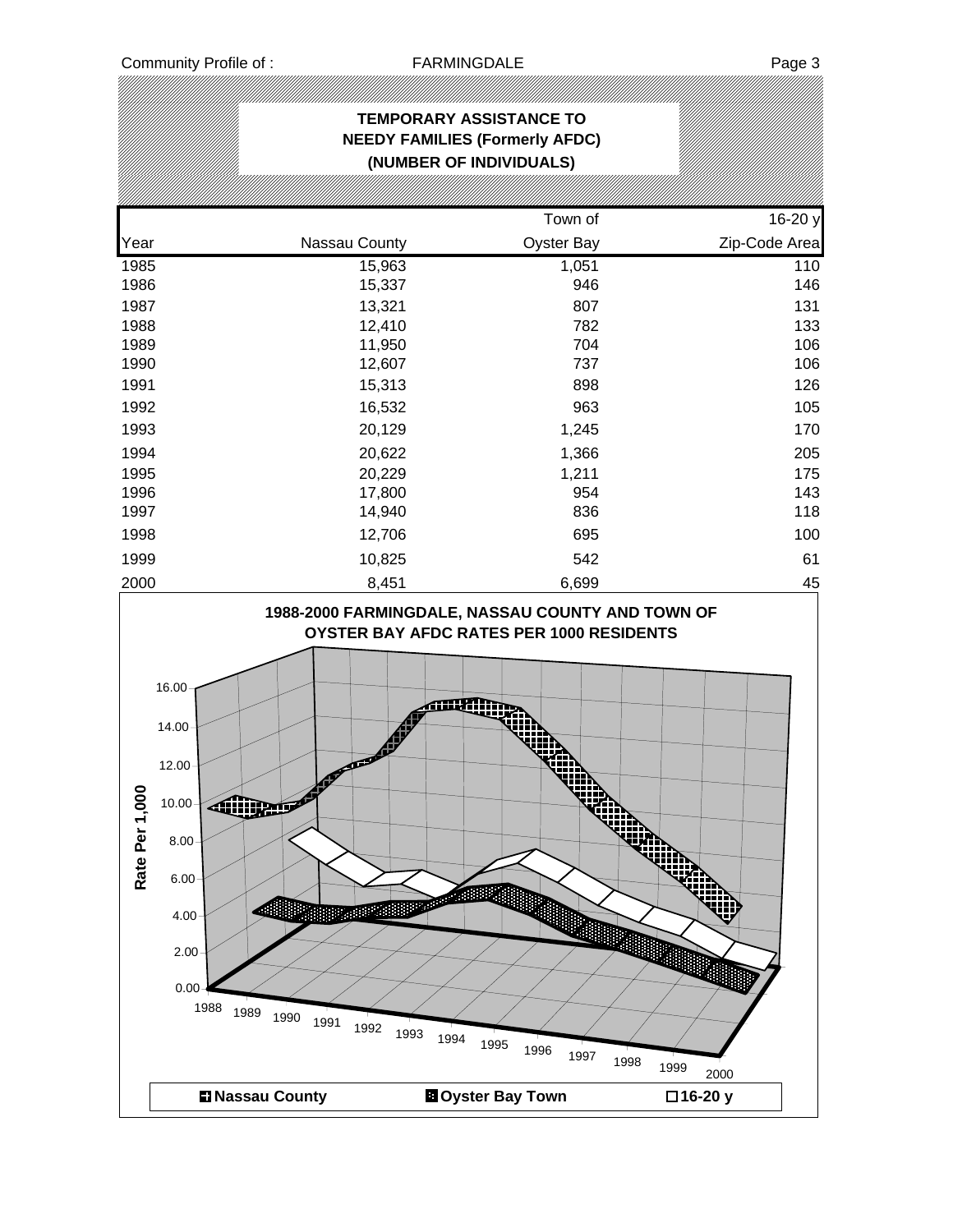## TEMPORARY ASSISTANCE TO NEEDY FAMILIES (Formerly AFDC) (NUMBER OF INDIVIDUALS)

| Year | Nassau County | Town of Oyster Bay | 16-20 y Zip-Code Area |
|---|---|---|---|
| 1985 | 15,963 | 1,051 | 110 |
| 1986 | 15,337 | 946 | 146 |
| 1987 | 13,321 | 807 | 131 |
| 1988 | 12,410 | 782 | 133 |
| 1989 | 11,950 | 704 | 106 |
| 1990 | 12,607 | 737 | 106 |
| 1991 | 15,313 | 898 | 126 |
| 1992 | 16,532 | 963 | 105 |
| 1993 | 20,129 | 1,245 | 170 |
| 1994 | 20,622 | 1,366 | 205 |
| 1995 | 20,229 | 1,211 | 175 |
| 1996 | 17,800 | 954 | 143 |
| 1997 | 14,940 | 836 | 118 |
| 1998 | 12,706 | 695 | 100 |
| 1999 | 10,825 | 542 | 61 |
| 2000 | 8,451 | 6,699 | 45 |

**1988-2000 FARMINGDALE, NASSAU COUNTY AND TOWN OF OYSTER BAY AFDC RATES PER 1000 RESIDENTS**

Rate Per 1,000: 0.00, 2.00, 4.00, 6.00, 8.00, 10.00, 12.00, 14.00, 16.00

Years: 1988, 1989, 1990, 1991, 1992, 1993, 1994, 1995, 1996, 1997, 1998, 1999, 2000

Legend: Nassau County, Oyster Bay Town, 16-20 y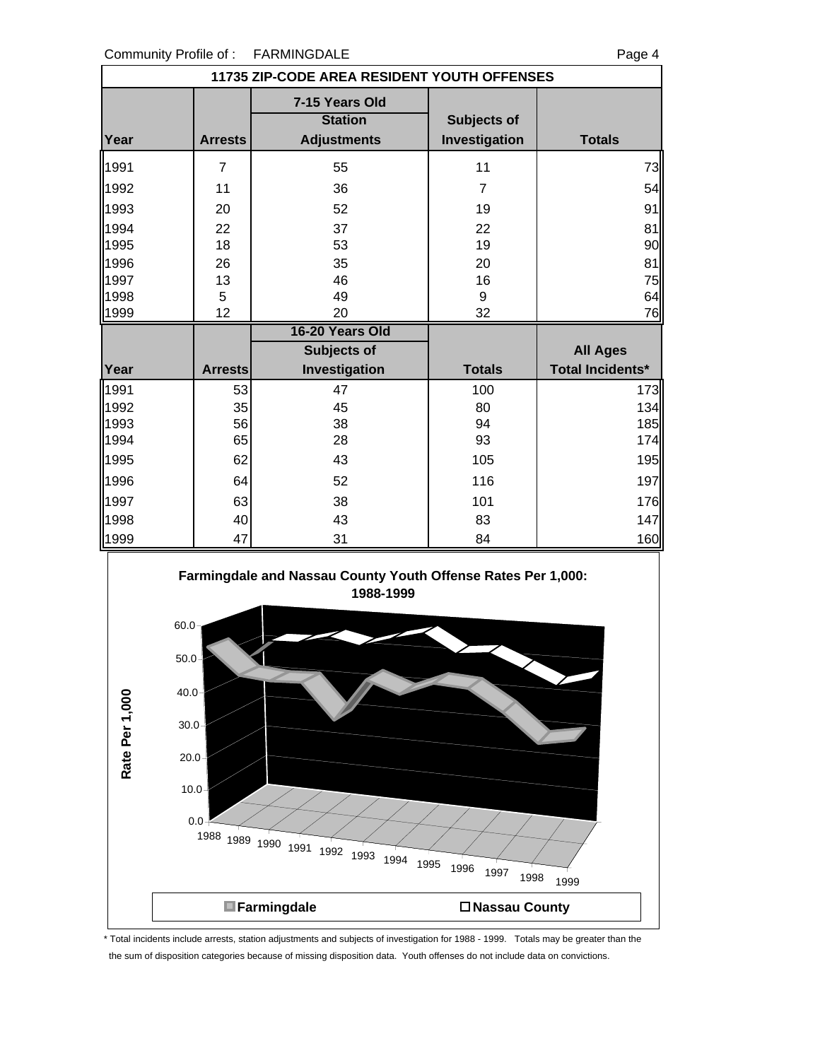## 11735 ZIP-CODE AREA RESIDENT YOUTH OFFENSES

| Year | Arrests | 7-15 Years Old Station Adjustments | Subjects of Investigation | Totals |
|---|---|---|---|---|
| 1991 | 7 | 55 | 11 | 73 |
| 1992 | 11 | 36 | 7 | 54 |
| 1993 | 20 | 52 | 19 | 91 |
| 1994 | 22 | 37 | 22 | 81 |
| 1995 | 18 | 53 | 19 | 90 |
| 1996 | 26 | 35 | 20 | 81 |
| 1997 | 13 | 46 | 16 | 75 |
| 1998 | 5 | 49 | 9 | 64 |
| 1999 | 12 | 20 | 32 | 76 |

| Year | Arrests | 16-20 Years Old Subjects of Investigation | Totals | All Ages Total Incidents* |
|---|---|---|---|---|
| 1991 | 53 | 47 | 100 | 173 |
| 1992 | 35 | 45 | 80 | 134 |
| 1993 | 56 | 38 | 94 | 185 |
| 1994 | 65 | 28 | 93 | 174 |
| 1995 | 62 | 43 | 105 | 195 |
| 1996 | 64 | 52 | 116 | 197 |
| 1997 | 63 | 38 | 101 | 176 |
| 1998 | 40 | 43 | 83 | 147 |
| 1999 | 47 | 31 | 84 | 160 |

**Farmingdale and Nassau County Youth Offense Rates Per 1,000: 1988-1999**

Rate Per 1,000 (0.0–60.0); years 1988–1999; legend: Farmingdale, Nassau County

\* Total incidents include arrests, station adjustments and subjects of investigation for 1988 - 1999. Totals may be greater than the the sum of disposition categories because of missing disposition data. Youth offenses do not include data on convictions.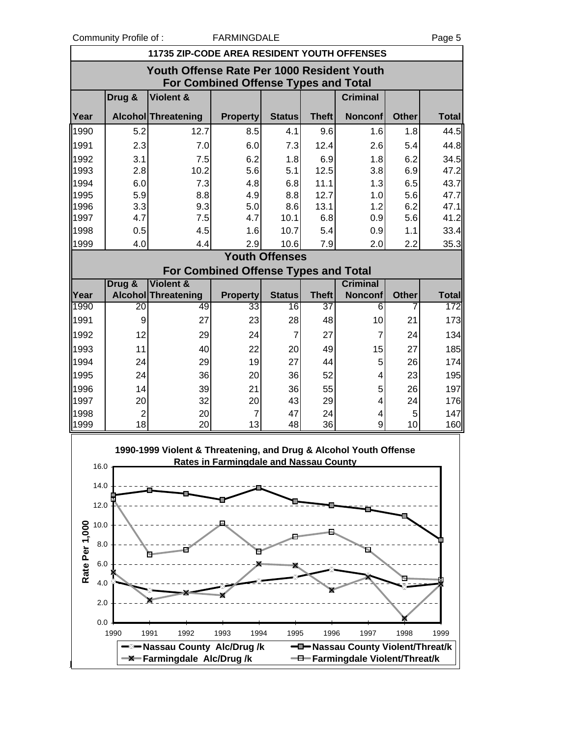## 11735 ZIP-CODE AREA RESIDENT YOUTH OFFENSES

### Youth Offense Rate Per 1000 Resident Youth For Combined Offense Types and Total

| Year | Drug & Alcohol | Violent & Threatening | Property | Status | Theft | Criminal Nonconf | Other | Total |
|---|---|---|---|---|---|---|---|---|
| 1990 | 5.2 | 12.7 | 8.5 | 4.1 | 9.6 | 1.6 | 1.8 | 44.5 |
| 1991 | 2.3 | 7.0 | 6.0 | 7.3 | 12.4 | 2.6 | 5.4 | 44.8 |
| 1992 | 3.1 | 7.5 | 6.2 | 1.8 | 6.9 | 1.8 | 6.2 | 34.5 |
| 1993 | 2.8 | 10.2 | 5.6 | 5.1 | 12.5 | 3.8 | 6.9 | 47.2 |
| 1994 | 6.0 | 7.3 | 4.8 | 6.8 | 11.1 | 1.3 | 6.5 | 43.7 |
| 1995 | 5.9 | 8.8 | 4.9 | 8.8 | 12.7 | 1.0 | 5.6 | 47.7 |
| 1996 | 3.3 | 9.3 | 5.0 | 8.6 | 13.1 | 1.2 | 6.2 | 47.1 |
| 1997 | 4.7 | 7.5 | 4.7 | 10.1 | 6.8 | 0.9 | 5.6 | 41.2 |
| 1998 | 0.5 | 4.5 | 1.6 | 10.7 | 5.4 | 0.9 | 1.1 | 33.4 |
| 1999 | 4.0 | 4.4 | 2.9 | 10.6 | 7.9 | 2.0 | 2.2 | 35.3 |

### Youth Offenses For Combined Offense Types and Total

| Year | Drug & Alcohol | Violent & Threatening | Property | Status | Theft | Criminal Nonconf | Other | Total |
|---|---|---|---|---|---|---|---|---|
| 1990 | 20 | 49 | 33 | 16 | 37 | 6 | 7 | 172 |
| 1991 | 9 | 27 | 23 | 28 | 48 | 10 | 21 | 173 |
| 1992 | 12 | 29 | 24 | 7 | 27 | 7 | 24 | 134 |
| 1993 | 11 | 40 | 22 | 20 | 49 | 15 | 27 | 185 |
| 1994 | 24 | 29 | 19 | 27 | 44 | 5 | 26 | 174 |
| 1995 | 24 | 36 | 20 | 36 | 52 | 4 | 23 | 195 |
| 1996 | 14 | 39 | 21 | 36 | 55 | 5 | 26 | 197 |
| 1997 | 20 | 32 | 20 | 43 | 29 | 4 | 24 | 176 |
| 1998 | 2 | 20 | 7 | 47 | 24 | 4 | 5 | 147 |
| 1999 | 18 | 20 | 13 | 48 | 36 | 9 | 10 | 160 |

**1990-1999 Violent & Threatening, and Drug & Alcohol Youth Offense Rates in Farmingdale and Nassau County**

Legend: Nassau County Alc/Drug /k; Nassau County Violent/Threat/k; Farmingdale Alc/Drug /k; Farmingdale Violent/Threat/k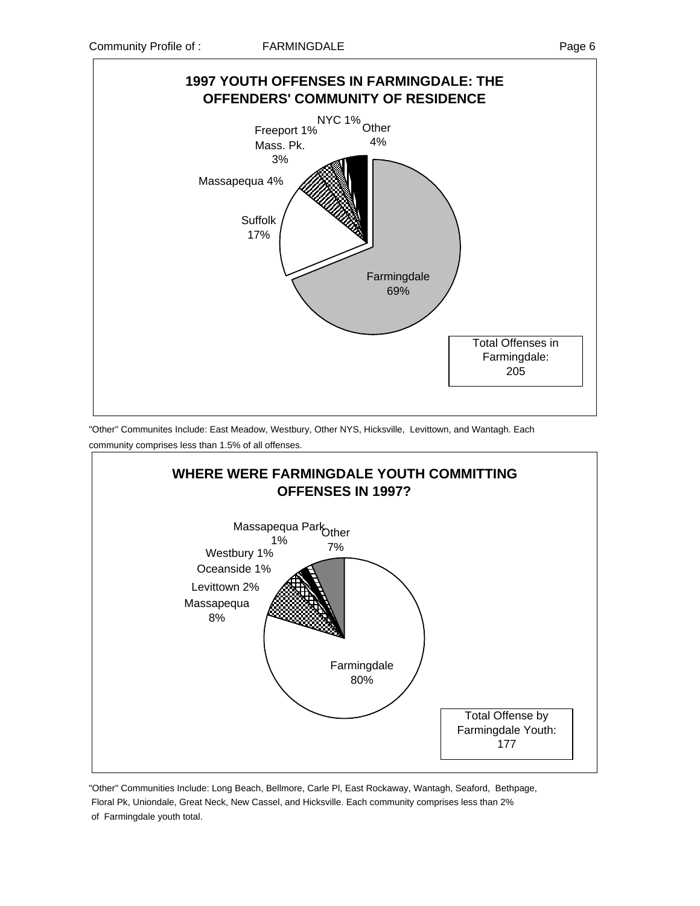## 1997 YOUTH OFFENSES IN FARMINGDALE: THE OFFENDERS' COMMUNITY OF RESIDENCE

| Community | Percent |
| --- | --- |
| Farmingdale | 69% |
| Suffolk | 17% |
| Massapequa | 4% |
| Mass. Pk. | 3% |
| Freeport | 1% |
| NYC | 1% |
| Other | 4% |

Total Offenses in Farmingdale: 205

"Other" Communites Include: East Meadow, Westbury, Other NYS, Hicksville, Levittown, and Wantagh. Each community comprises less than 1.5% of all offenses.

## WHERE WERE FARMINGDALE YOUTH COMMITTING OFFENSES IN 1997?

| Community | Percent |
| --- | --- |
| Farmingdale | 80% |
| Massapequa | 8% |
| Levittown | 2% |
| Oceanside | 1% |
| Westbury | 1% |
| Massapequa Park | 1% |
| Other | 7% |

Total Offense by Farmingdale Youth: 177

"Other" Communities Include: Long Beach, Bellmore, Carle Pl, East Rockaway, Wantagh, Seaford, Bethpage, Floral Pk, Uniondale, Great Neck, New Cassel, and Hicksville. Each community comprises less than 2% of Farmingdale youth total.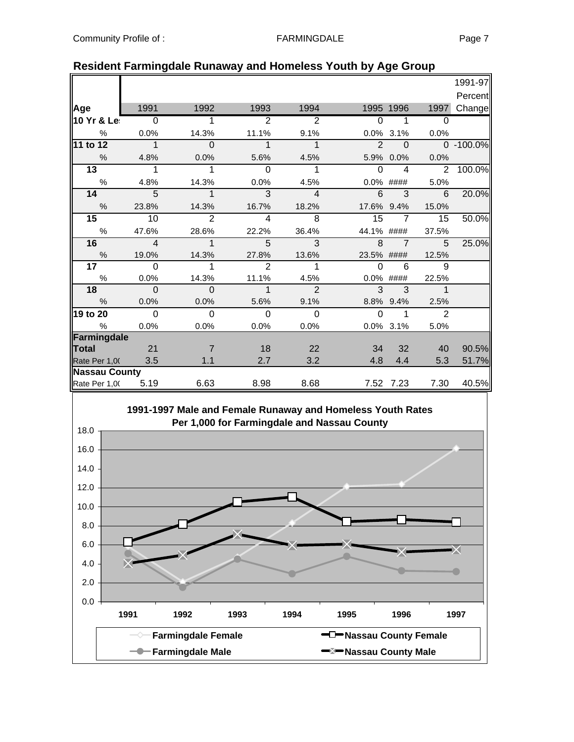## Resident Farmingdale Runaway and Homeless Youth by Age Group

| Age | 1991 | 1992 | 1993 | 1994 | 1995 | 1996 | 1997 | 1991-97 Percent Change |
|---|---|---|---|---|---|---|---|---|
| 10 Yr & Le | 0 | 1 | 2 | 2 | 0 | 1 | 0 | |
| % | 0.0% | 14.3% | 11.1% | 9.1% | 0.0% | 3.1% | 0.0% | |
| 11 to 12 | 1 | 0 | 1 | 1 | 2 | 0 | 0 | -100.0% |
| % | 4.8% | 0.0% | 5.6% | 4.5% | 5.9% | 0.0% | 0.0% | |
| 13 | 1 | 1 | 0 | 1 | 0 | 4 | 2 | 100.0% |
| % | 4.8% | 14.3% | 0.0% | 4.5% | 0.0% | #### | 5.0% | |
| 14 | 5 | 1 | 3 | 4 | 6 | 3 | 6 | 20.0% |
| % | 23.8% | 14.3% | 16.7% | 18.2% | 17.6% | 9.4% | 15.0% | |
| 15 | 10 | 2 | 4 | 8 | 15 | 7 | 15 | 50.0% |
| % | 47.6% | 28.6% | 22.2% | 36.4% | 44.1% | #### | 37.5% | |
| 16 | 4 | 1 | 5 | 3 | 8 | 7 | 5 | 25.0% |
| % | 19.0% | 14.3% | 27.8% | 13.6% | 23.5% | #### | 12.5% | |
| 17 | 0 | 1 | 2 | 1 | 0 | 6 | 9 | |
| % | 0.0% | 14.3% | 11.1% | 4.5% | 0.0% | #### | 22.5% | |
| 18 | 0 | 0 | 1 | 2 | 3 | 3 | 1 | |
| % | 0.0% | 0.0% | 5.6% | 9.1% | 8.8% | 9.4% | 2.5% | |
| 19 to 20 | 0 | 0 | 0 | 0 | 0 | 1 | 2 | |
| % | 0.0% | 0.0% | 0.0% | 0.0% | 0.0% | 3.1% | 5.0% | |
| **Farmingdale Total** | 21 | 7 | 18 | 22 | 34 | 32 | 40 | 90.5% |
| Rate Per 1,0( | 3.5 | 1.1 | 2.7 | 3.2 | 4.8 | 4.4 | 5.3 | 51.7% |
| **Nassau County** | | | | | | | | |
| Rate Per 1,0( | 5.19 | 6.63 | 8.98 | 8.68 | 7.52 | 7.23 | 7.30 | 40.5% |

**1991-1997 Male and Female Runaway and Homeless Youth Rates Per 1,000 for Farmingdale and Nassau County**

Legend: Farmingdale Female; Nassau County Female; Farmingdale Male; Nassau County Male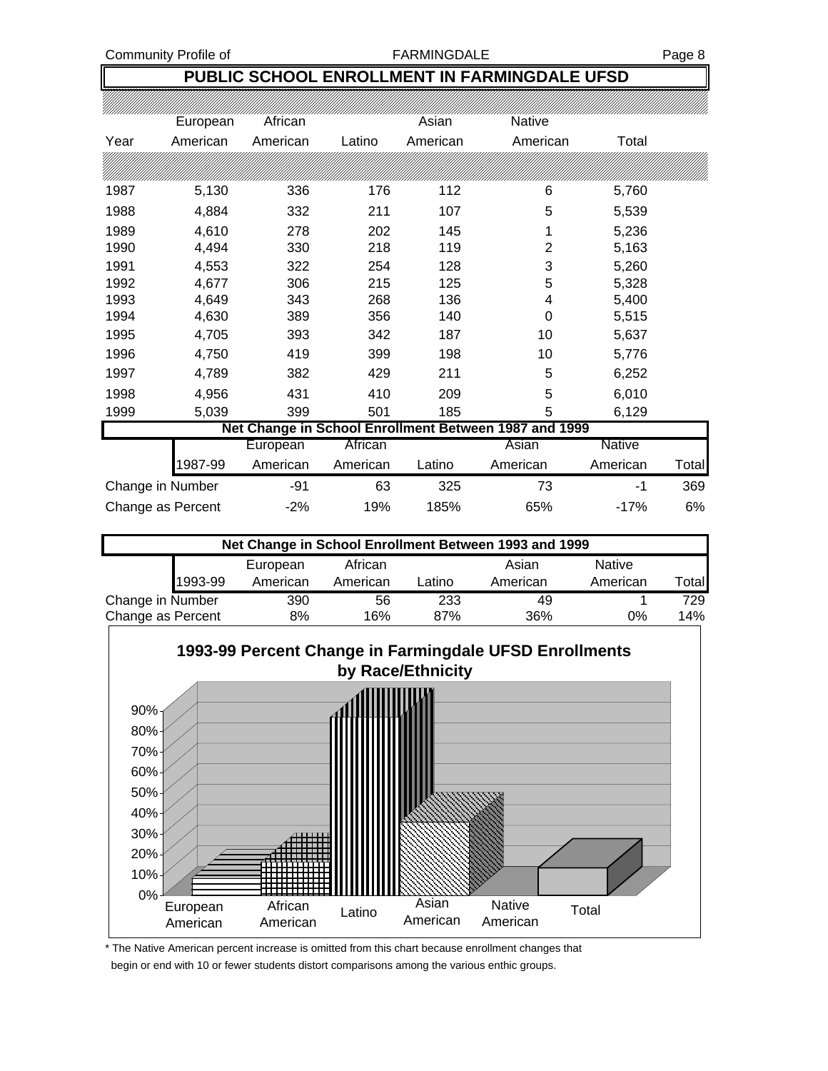## PUBLIC SCHOOL ENROLLMENT IN FARMINGDALE UFSD

| Year | European American | African American | Latino | Asian American | Native American | Total |
|---|---|---|---|---|---|---|
| 1987 | 5,130 | 336 | 176 | 112 | 6 | 5,760 |
| 1988 | 4,884 | 332 | 211 | 107 | 5 | 5,539 |
| 1989 | 4,610 | 278 | 202 | 145 | 1 | 5,236 |
| 1990 | 4,494 | 330 | 218 | 119 | 2 | 5,163 |
| 1991 | 4,553 | 322 | 254 | 128 | 3 | 5,260 |
| 1992 | 4,677 | 306 | 215 | 125 | 5 | 5,328 |
| 1993 | 4,649 | 343 | 268 | 136 | 4 | 5,400 |
| 1994 | 4,630 | 389 | 356 | 140 | 0 | 5,515 |
| 1995 | 4,705 | 393 | 342 | 187 | 10 | 5,637 |
| 1996 | 4,750 | 419 | 399 | 198 | 10 | 5,776 |
| 1997 | 4,789 | 382 | 429 | 211 | 5 | 6,252 |
| 1998 | 4,956 | 431 | 410 | 209 | 5 | 6,010 |
| 1999 | 5,039 | 399 | 501 | 185 | 5 | 6,129 |

**Net Change in School Enrollment Between 1987 and 1999**

| 1987-99 | European American | African American | Latino | Asian American | Native American | Total |
|---|---|---|---|---|---|---|
| Change in Number | -91 | 63 | 325 | 73 | -1 | 369 |
| Change as Percent | -2% | 19% | 185% | 65% | -17% | 6% |

**Net Change in School Enrollment Between 1993 and 1999**

| 1993-99 | European American | African American | Latino | Asian American | Native American | Total |
|---|---|---|---|---|---|---|
| Change in Number | 390 | 56 | 233 | 49 | 1 | 729 |
| Change as Percent | 8% | 16% | 87% | 36% | 0% | 14% |

**1993-99 Percent Change in Farmingdale UFSD Enrollments by Race/Ethnicity**

\* The Native American percent increase is omitted from this chart because enrollment changes that begin or end with 10 or fewer students distort comparisons among the various enthic groups.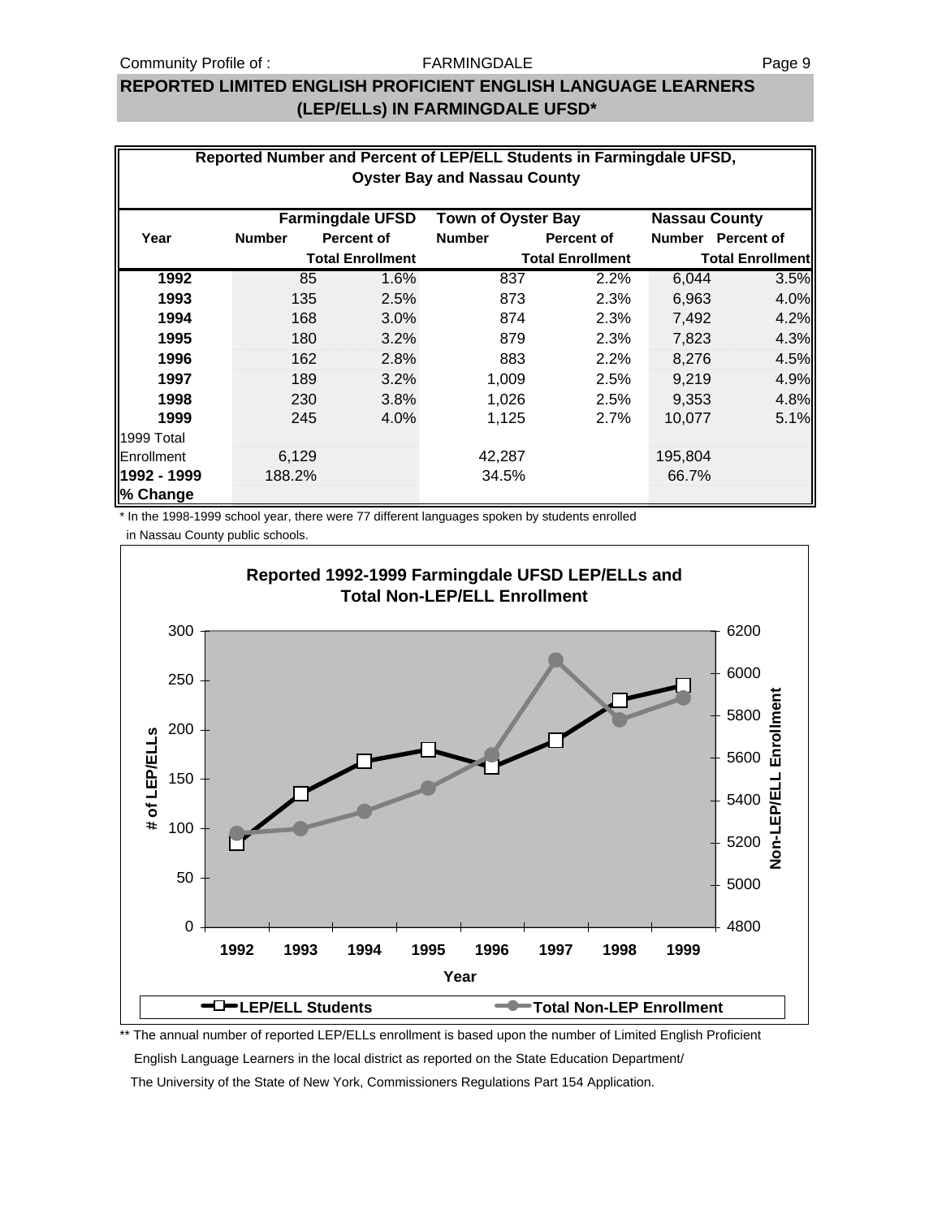## REPORTED LIMITED ENGLISH PROFICIENT ENGLISH LANGUAGE LEARNERS (LEP/ELLs) IN FARMINGDALE UFSD*

**Reported Number and Percent of LEP/ELL Students in Farmingdale UFSD, Oyster Bay and Nassau County**

| Year | Farmingdale UFSD | | Town of Oyster Bay | | Nassau County | |
|---|---|---|---|---|---|---|
| | Number | Percent of Total Enrollment | Number | Percent of Total Enrollment | Number | Percent of Total Enrollment |
| **1992** | 85 | 1.6% | 837 | 2.2% | 6,044 | 3.5% |
| **1993** | 135 | 2.5% | 873 | 2.3% | 6,963 | 4.0% |
| **1994** | 168 | 3.0% | 874 | 2.3% | 7,492 | 4.2% |
| **1995** | 180 | 3.2% | 879 | 2.3% | 7,823 | 4.3% |
| **1996** | 162 | 2.8% | 883 | 2.2% | 8,276 | 4.5% |
| **1997** | 189 | 3.2% | 1,009 | 2.5% | 9,219 | 4.9% |
| **1998** | 230 | 3.8% | 1,026 | 2.5% | 9,353 | 4.8% |
| **1999** | 245 | 4.0% | 1,125 | 2.7% | 10,077 | 5.1% |
| 1999 Total Enrollment | 6,129 | | 42,287 | | 195,804 | |
| **1992 - 1999 % Change** | 188.2% | | 34.5% | | 66.7% | |

\* In the 1998-1999 school year, there were 77 different languages spoken by students enrolled in Nassau County public schools.

**Reported 1992-1999 Farmingdale UFSD LEP/ELLs and Total Non-LEP/ELL Enrollment**

| Year | LEP/ELL Students | Total Non-LEP Enrollment (approx.) |
|---|---|---|
| 1992 | 85 | ~5245 |
| 1993 | 135 | ~5265 |
| 1994 | 168 | ~5345 |
| 1995 | 180 | ~5455 |
| 1996 | 162 | ~5615 |
| 1997 | 189 | ~6065 |
| 1998 | 230 | ~5775 |
| 1999 | 245 | ~5885 |

\*\* The annual number of reported LEP/ELLs enrollment is based upon the number of Limited English Proficient English Language Learners in the local district as reported on the State Education Department/ The University of the State of New York, Commissioners Regulations Part 154 Application.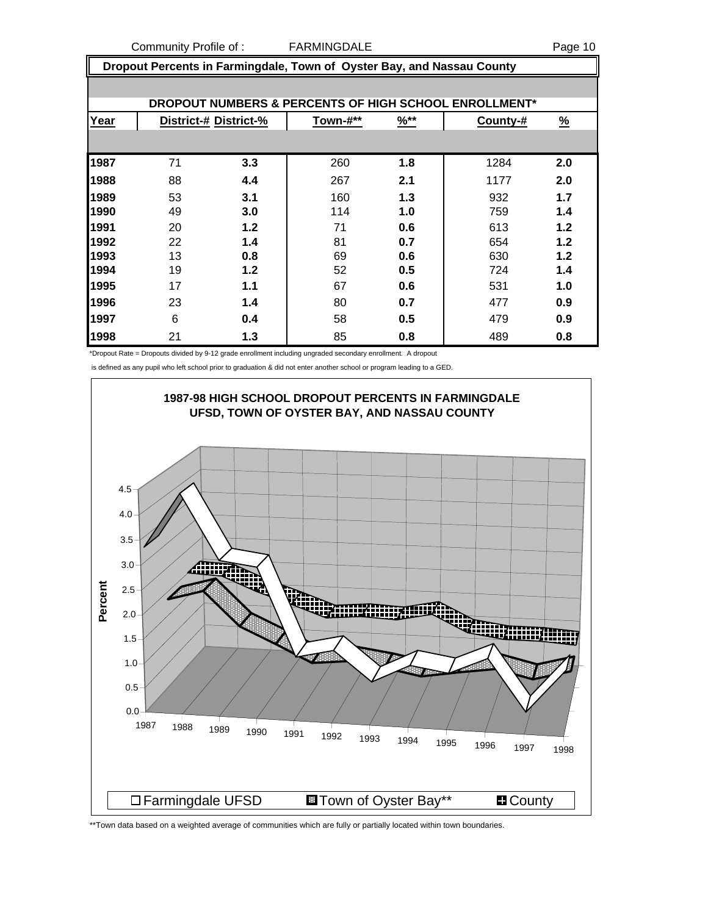## Dropout Percents in Farmingdale, Town of Oyster Bay, and Nassau County

**DROPOUT NUMBERS & PERCENTS OF HIGH SCHOOL ENROLLMENT***

| Year | District-# | District-% | Town-#** | %** | County-# | % |
|---|---|---|---|---|---|---|
| **1987** | 71 | **3.3** | 260 | **1.8** | 1284 | **2.0** |
| **1988** | 88 | **4.4** | 267 | **2.1** | 1177 | **2.0** |
| **1989** | 53 | **3.1** | 160 | **1.3** | 932 | **1.7** |
| **1990** | 49 | **3.0** | 114 | **1.0** | 759 | **1.4** |
| **1991** | 20 | **1.2** | 71 | **0.6** | 613 | **1.2** |
| **1992** | 22 | **1.4** | 81 | **0.7** | 654 | **1.2** |
| **1993** | 13 | **0.8** | 69 | **0.6** | 630 | **1.2** |
| **1994** | 19 | **1.2** | 52 | **0.5** | 724 | **1.4** |
| **1995** | 17 | **1.1** | 67 | **0.6** | 531 | **1.0** |
| **1996** | 23 | **1.4** | 80 | **0.7** | 477 | **0.9** |
| **1997** | 6 | **0.4** | 58 | **0.5** | 479 | **0.9** |
| **1998** | 21 | **1.3** | 85 | **0.8** | 489 | **0.8** |

*Dropout Rate = Dropouts divided by 9-12 grade enrollment including ungraded secondary enrollment. A dropout is defined as any pupil who left school prior to graduation & did not enter another school or program leading to a GED.

**1987-98 HIGH SCHOOL DROPOUT PERCENTS IN FARMINGDALE UFSD, TOWN OF OYSTER BAY, AND NASSAU COUNTY**

Legend: Farmingdale UFSD, Town of Oyster Bay**, County

**Town data based on a weighted average of communities which are fully or partially located within town boundaries.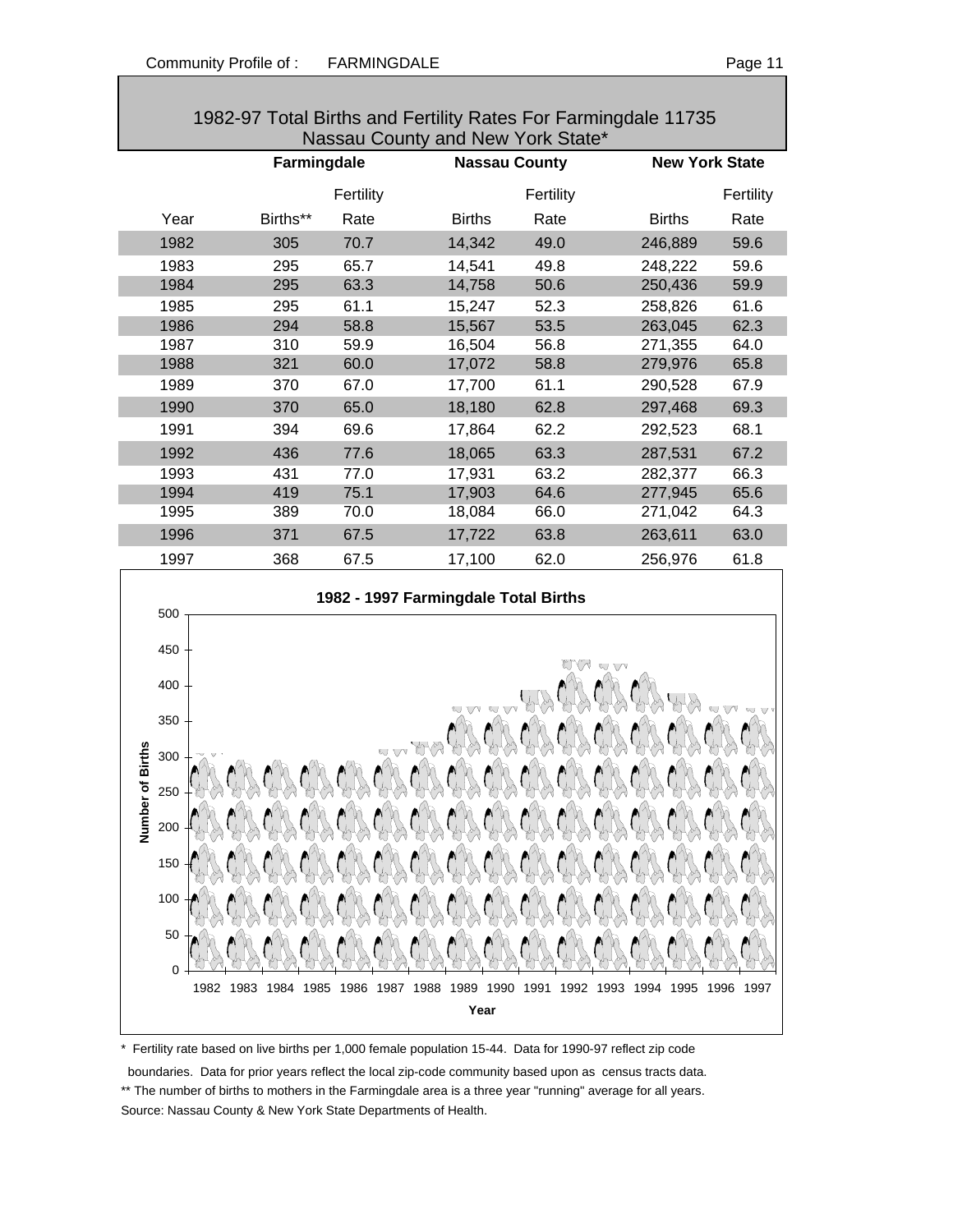## 1982-97 Total Births and Fertility Rates For Farmingdale 11735 Nassau County and New York State*

| | Farmingdale | | Nassau County | | New York State | |
|---|---|---|---|---|---|---|
| Year | Births** | Fertility Rate | Births | Fertility Rate | Births | Fertility Rate |
| 1982 | 305 | 70.7 | 14,342 | 49.0 | 246,889 | 59.6 |
| 1983 | 295 | 65.7 | 14,541 | 49.8 | 248,222 | 59.6 |
| 1984 | 295 | 63.3 | 14,758 | 50.6 | 250,436 | 59.9 |
| 1985 | 295 | 61.1 | 15,247 | 52.3 | 258,826 | 61.6 |
| 1986 | 294 | 58.8 | 15,567 | 53.5 | 263,045 | 62.3 |
| 1987 | 310 | 59.9 | 16,504 | 56.8 | 271,355 | 64.0 |
| 1988 | 321 | 60.0 | 17,072 | 58.8 | 279,976 | 65.8 |
| 1989 | 370 | 67.0 | 17,700 | 61.1 | 290,528 | 67.9 |
| 1990 | 370 | 65.0 | 18,180 | 62.8 | 297,468 | 69.3 |
| 1991 | 394 | 69.6 | 17,864 | 62.2 | 292,523 | 68.1 |
| 1992 | 436 | 77.6 | 18,065 | 63.3 | 287,531 | 67.2 |
| 1993 | 431 | 77.0 | 17,931 | 63.2 | 282,377 | 66.3 |
| 1994 | 419 | 75.1 | 17,903 | 64.6 | 277,945 | 65.6 |
| 1995 | 389 | 70.0 | 18,084 | 66.0 | 271,042 | 64.3 |
| 1996 | 371 | 67.5 | 17,722 | 63.8 | 263,611 | 63.0 |
| 1997 | 368 | 67.5 | 17,100 | 62.0 | 256,976 | 61.8 |

**1982 - 1997 Farmingdale Total Births**

\* Fertility rate based on live births per 1,000 female population 15-44. Data for 1990-97 reflect zip code boundaries. Data for prior years reflect the local zip-code community based upon as census tracts data.

** The number of births to mothers in the Farmingdale area is a three year "running" average for all years.

Source: Nassau County & New York State Departments of Health.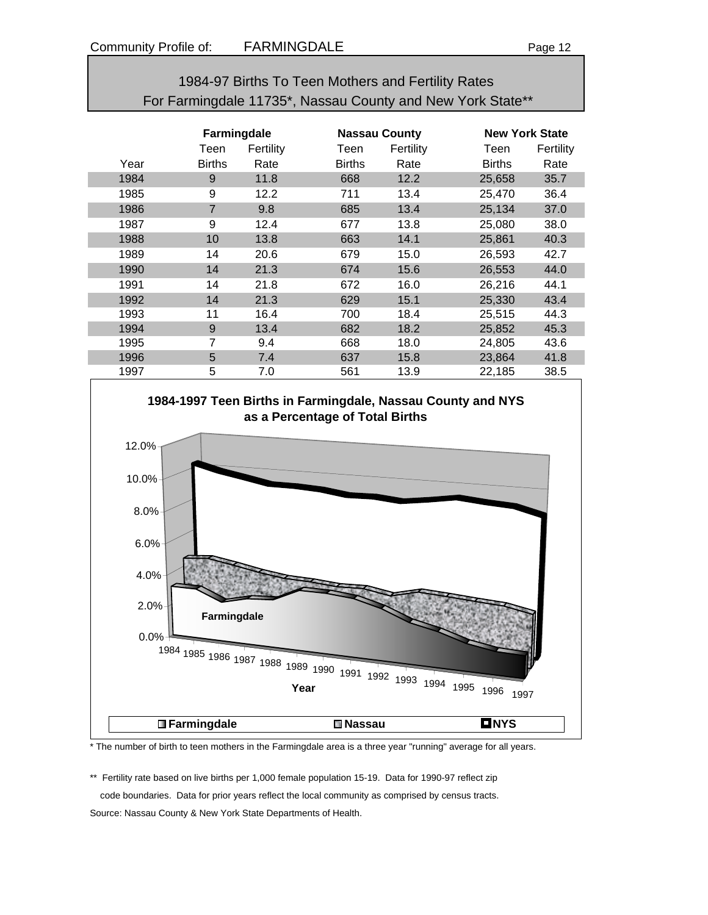Community Profile of: FARMINGDALE

## 1984-97 Births To Teen Mothers and Fertility Rates For Farmingdale 11735*, Nassau County and New York State**

| Year | Farmingdale Teen Births | Farmingdale Fertility Rate | Nassau County Teen Births | Nassau County Fertility Rate | New York State Teen Births | New York State Fertility Rate |
|---|---|---|---|---|---|---|
| 1984 | 9 | 11.8 | 668 | 12.2 | 25,658 | 35.7 |
| 1985 | 9 | 12.2 | 711 | 13.4 | 25,470 | 36.4 |
| 1986 | 7 | 9.8 | 685 | 13.4 | 25,134 | 37.0 |
| 1987 | 9 | 12.4 | 677 | 13.8 | 25,080 | 38.0 |
| 1988 | 10 | 13.8 | 663 | 14.1 | 25,861 | 40.3 |
| 1989 | 14 | 20.6 | 679 | 15.0 | 26,593 | 42.7 |
| 1990 | 14 | 21.3 | 674 | 15.6 | 26,553 | 44.0 |
| 1991 | 14 | 21.8 | 672 | 16.0 | 26,216 | 44.1 |
| 1992 | 14 | 21.3 | 629 | 15.1 | 25,330 | 43.4 |
| 1993 | 11 | 16.4 | 700 | 18.4 | 25,515 | 44.3 |
| 1994 | 9 | 13.4 | 682 | 18.2 | 25,852 | 45.3 |
| 1995 | 7 | 9.4 | 668 | 18.0 | 24,805 | 43.6 |
| 1996 | 5 | 7.4 | 637 | 15.8 | 23,864 | 41.8 |
| 1997 | 5 | 7.0 | 561 | 13.9 | 22,185 | 38.5 |

**1984-1997 Teen Births in Farmingdale, Nassau County and NYS as a Percentage of Total Births**

\* The number of birth to teen mothers in the Farmingdale area is a three year "running" average for all years.

\*\* Fertility rate based on live births per 1,000 female population 15-19. Data for 1990-97 reflect zip code boundaries. Data for prior years reflect the local community as comprised by census tracts.

Source: Nassau County & New York State Departments of Health.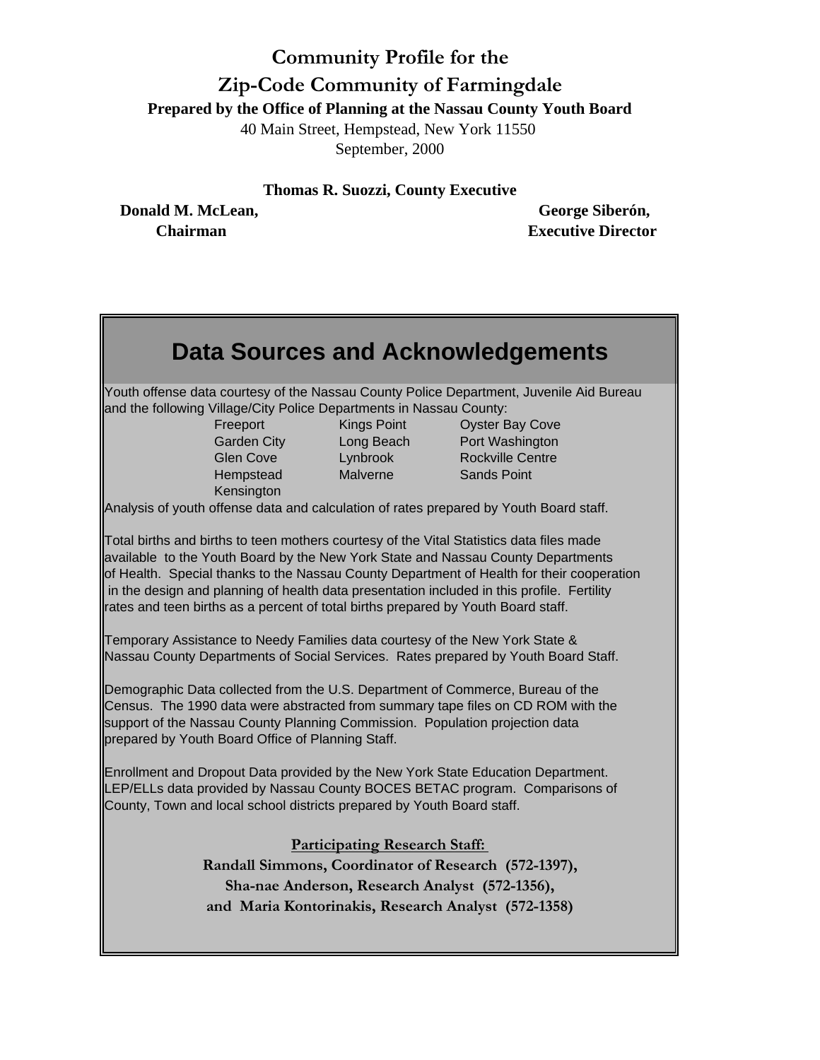# Community Profile for the

# Zip-Code Community of Farmingdale

**Prepared by the Office of Planning at the Nassau County Youth Board**

40 Main Street, Hempstead, New York 11550

September, 2000

**Thomas R. Suozzi, County Executive**

**Donald M. McLean,**
**Chairman**

**George Siberón,**
**Executive Director**

## Data Sources and Acknowledgements

Youth offense data courtesy of the Nassau County Police Department, Juvenile Aid Bureau and the following Village/City Police Departments in Nassau County:

| | | |
|---|---|---|
| Freeport | Kings Point | Oyster Bay Cove |
| Garden City | Long Beach | Port Washington |
| Glen Cove | Lynbrook | Rockville Centre |
| Hempstead | Malverne | Sands Point |
| Kensington | | |

Analysis of youth offense data and calculation of rates prepared by Youth Board staff.

Total births and births to teen mothers courtesy of the Vital Statistics data files made available to the Youth Board by the New York State and Nassau County Departments of Health. Special thanks to the Nassau County Department of Health for their cooperation in the design and planning of health data presentation included in this profile. Fertility rates and teen births as a percent of total births prepared by Youth Board staff.

Temporary Assistance to Needy Families data courtesy of the New York State & Nassau County Departments of Social Services. Rates prepared by Youth Board Staff.

Demographic Data collected from the U.S. Department of Commerce, Bureau of the Census. The 1990 data were abstracted from summary tape files on CD ROM with the support of the Nassau County Planning Commission. Population projection data prepared by Youth Board Office of Planning Staff.

Enrollment and Dropout Data provided by the New York State Education Department. LEP/ELLs data provided by Nassau County BOCES BETAC program. Comparisons of County, Town and local school districts prepared by Youth Board staff.

**Participating Research Staff:**

**Randall Simmons, Coordinator of Research (572-1397),**
**Sha-nae Anderson, Research Analyst (572-1356),**
**and Maria Kontorinakis, Research Analyst (572-1358)**